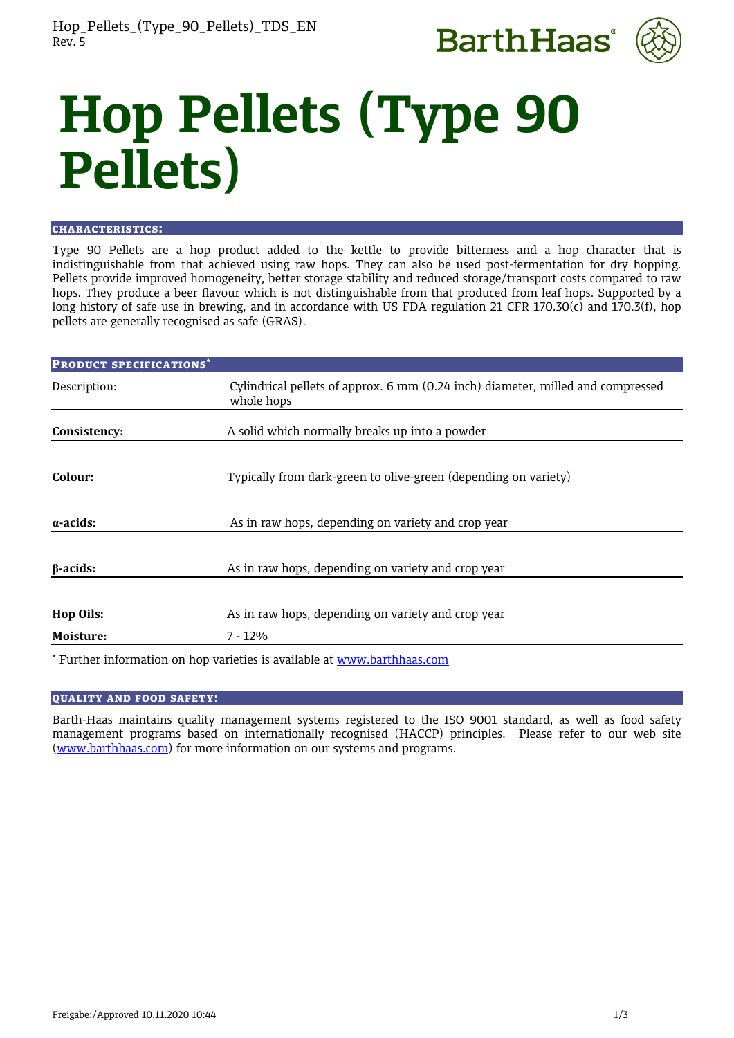# Hop Pellets (Type 90 Pellets)

## CHARACTERISTICS:

Type 90 Pellets are a hop product added to the kettle to provide bitterness and a hop character that is indistinguishable from that achieved using raw hops. They can also be used post-fermentation for dry hopping. Pellets provide improved homogeneity, better storage stability and reduced storage/transport costs compared to raw hops. They produce a beer flavour which is not distinguishable from that produced from leaf hops. Supported by a long history of safe use in brewing, and in accordance with US FDA regulation 21 CFR 170.30(c) and 170.3(f), hop pellets are generally recognised as safe (GRAS).

## PRODUCT SPECIFICATIONS*

| | |
|---|---|
| Description: | Cylindrical pellets of approx. 6 mm (0.24 inch) diameter, milled and compressed whole hops |
| **Consistency:** | A solid which normally breaks up into a powder |
| **Colour:** | Typically from dark-green to olive-green (depending on variety) |
| **α-acids:** | As in raw hops, depending on variety and crop year |
| **β-acids:** | As in raw hops, depending on variety and crop year |
| **Hop Oils:** | As in raw hops, depending on variety and crop year |
| **Moisture:** | 7 - 12% |

* Further information on hop varieties is available at www.barthhaas.com

## QUALITY AND FOOD SAFETY:

Barth-Haas maintains quality management systems registered to the ISO 9001 standard, as well as food safety management programs based on internationally recognised (HACCP) principles. Please refer to our web site (www.barthhaas.com) for more information on our systems and programs.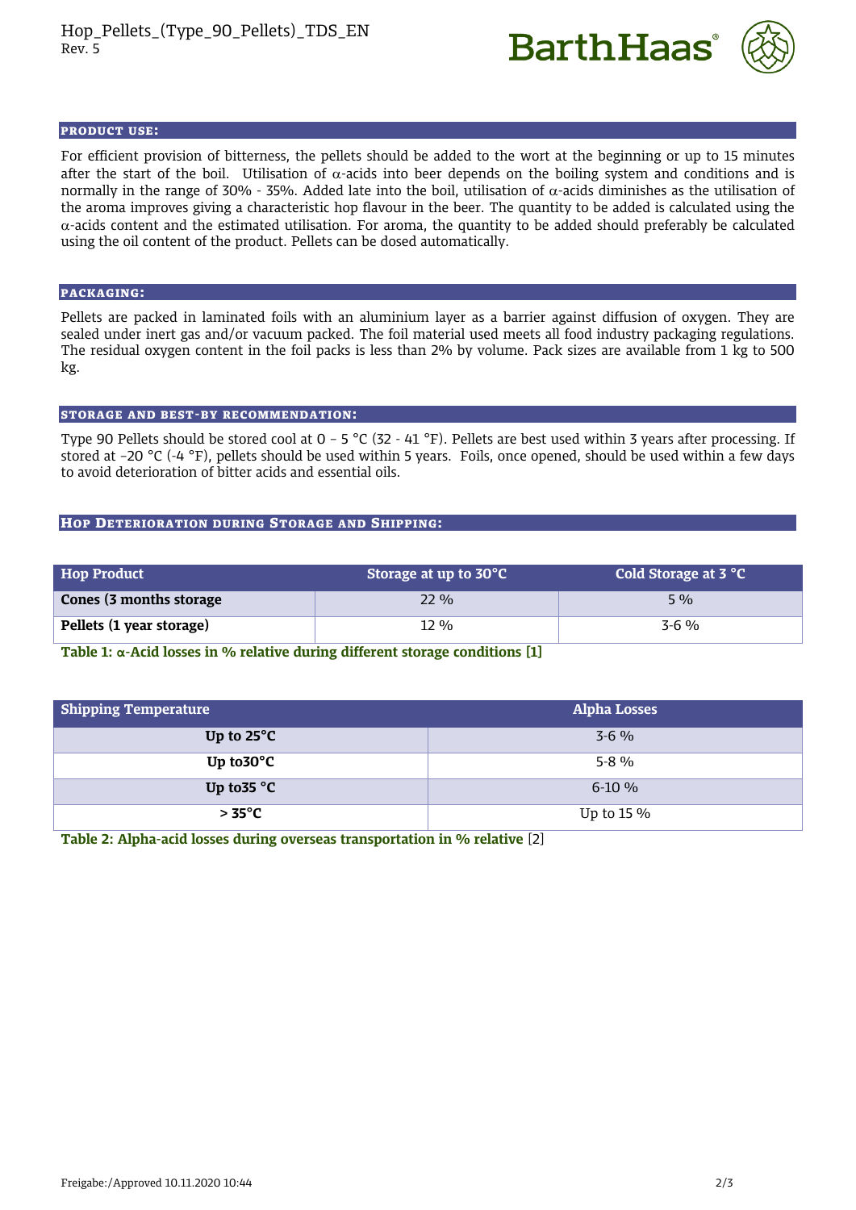## PRODUCT USE:

For efficient provision of bitterness, the pellets should be added to the wort at the beginning or up to 15 minutes after the start of the boil. Utilisation of α-acids into beer depends on the boiling system and conditions and is normally in the range of 30% - 35%. Added late into the boil, utilisation of α-acids diminishes as the utilisation of the aroma improves giving a characteristic hop flavour in the beer. The quantity to be added is calculated using the α-acids content and the estimated utilisation. For aroma, the quantity to be added should preferably be calculated using the oil content of the product. Pellets can be dosed automatically.

## PACKAGING:

Pellets are packed in laminated foils with an aluminium layer as a barrier against diffusion of oxygen. They are sealed under inert gas and/or vacuum packed. The foil material used meets all food industry packaging regulations. The residual oxygen content in the foil packs is less than 2% by volume. Pack sizes are available from 1 kg to 500 kg.

## STORAGE AND BEST-BY RECOMMENDATION:

Type 90 Pellets should be stored cool at 0 – 5 °C (32 - 41 °F). Pellets are best used within 3 years after processing. If stored at -20 °C (-4 °F), pellets should be used within 5 years. Foils, once opened, should be used within a few days to avoid deterioration of bitter acids and essential oils.

## HOP DETERIORATION DURING STORAGE AND SHIPPING:

| Hop Product | Storage at up to 30°C | Cold Storage at 3 °C |
|---|---|---|
| **Cones (3 months storage** | 22 % | 5 % |
| **Pellets (1 year storage)** | 12 % | 3-6 % |

**Table 1: α-Acid losses in % relative during different storage conditions [1]**

| Shipping Temperature | Alpha Losses |
|---|---|
| **Up to 25°C** | 3-6 % |
| **Up to30°C** | 5-8 % |
| **Up to35 °C** | 6-10 % |
| **> 35°C** | Up to 15 % |

**Table 2: Alpha-acid losses during overseas transportation in % relative** [2]

Freigabe:/Approved 10.11.2020 10:44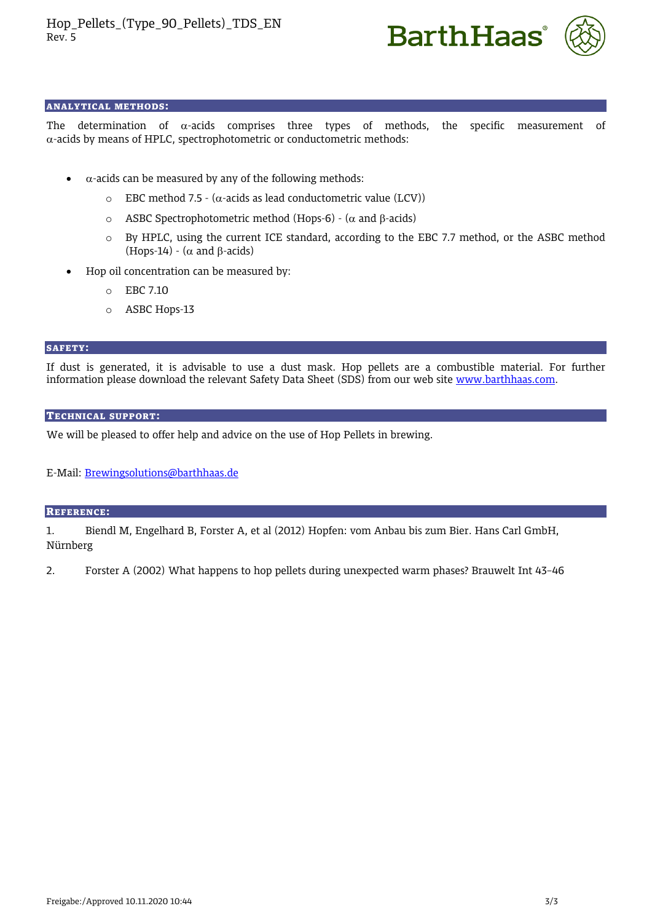## ANALYTICAL METHODS:

The determination of $\alpha$-acids comprises three types of methods, the specific measurement of $\alpha$-acids by means of HPLC, spectrophotometric or conductometric methods:

- $\alpha$-acids can be measured by any of the following methods:
  - EBC method 7.5 - ($\alpha$-acids as lead conductometric value (LCV))
  - ASBC Spectrophotometric method (Hops-6) - ($\alpha$ and $\beta$-acids)
  - By HPLC, using the current ICE standard, according to the EBC 7.7 method, or the ASBC method (Hops-14) - ($\alpha$ and $\beta$-acids)
- Hop oil concentration can be measured by:
  - EBC 7.10
  - ASBC Hops-13

## SAFETY:

If dust is generated, it is advisable to use a dust mask. Hop pellets are a combustible material. For further information please download the relevant Safety Data Sheet (SDS) from our web site [www.barthhaas.com](http://www.barthhaas.com).

## TECHNICAL SUPPORT:

We will be pleased to offer help and advice on the use of Hop Pellets in brewing.

E-Mail: [Brewingsolutions@barthhaas.de](mailto:Brewingsolutions@barthhaas.de)

## REFERENCE:

1. Biendl M, Engelhard B, Forster A, et al (2012) Hopfen: vom Anbau bis zum Bier. Hans Carl GmbH, Nürnberg

2. Forster A (2002) What happens to hop pellets during unexpected warm phases? Brauwelt Int 43–46

Freigabe:/Approved 10.11.2020 10:44